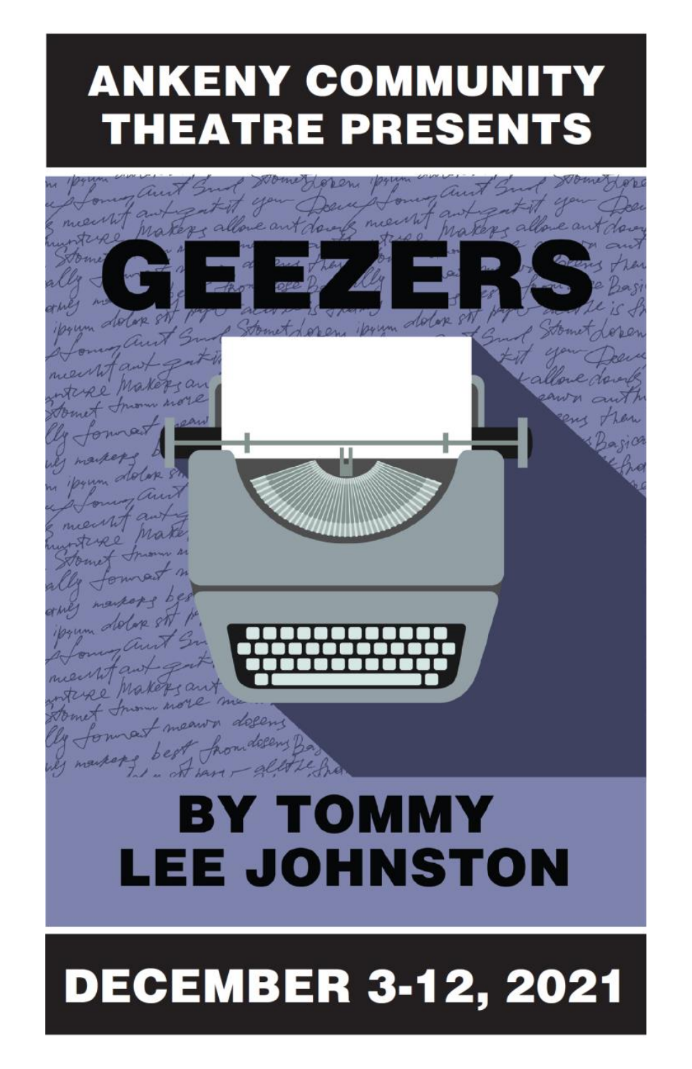# ANKENY COMMUNITY THEATRE PRESENTS

# GEEZERS

## BY TOMMY LEE JOHNSTON

## DECEMBER 3-12, 2021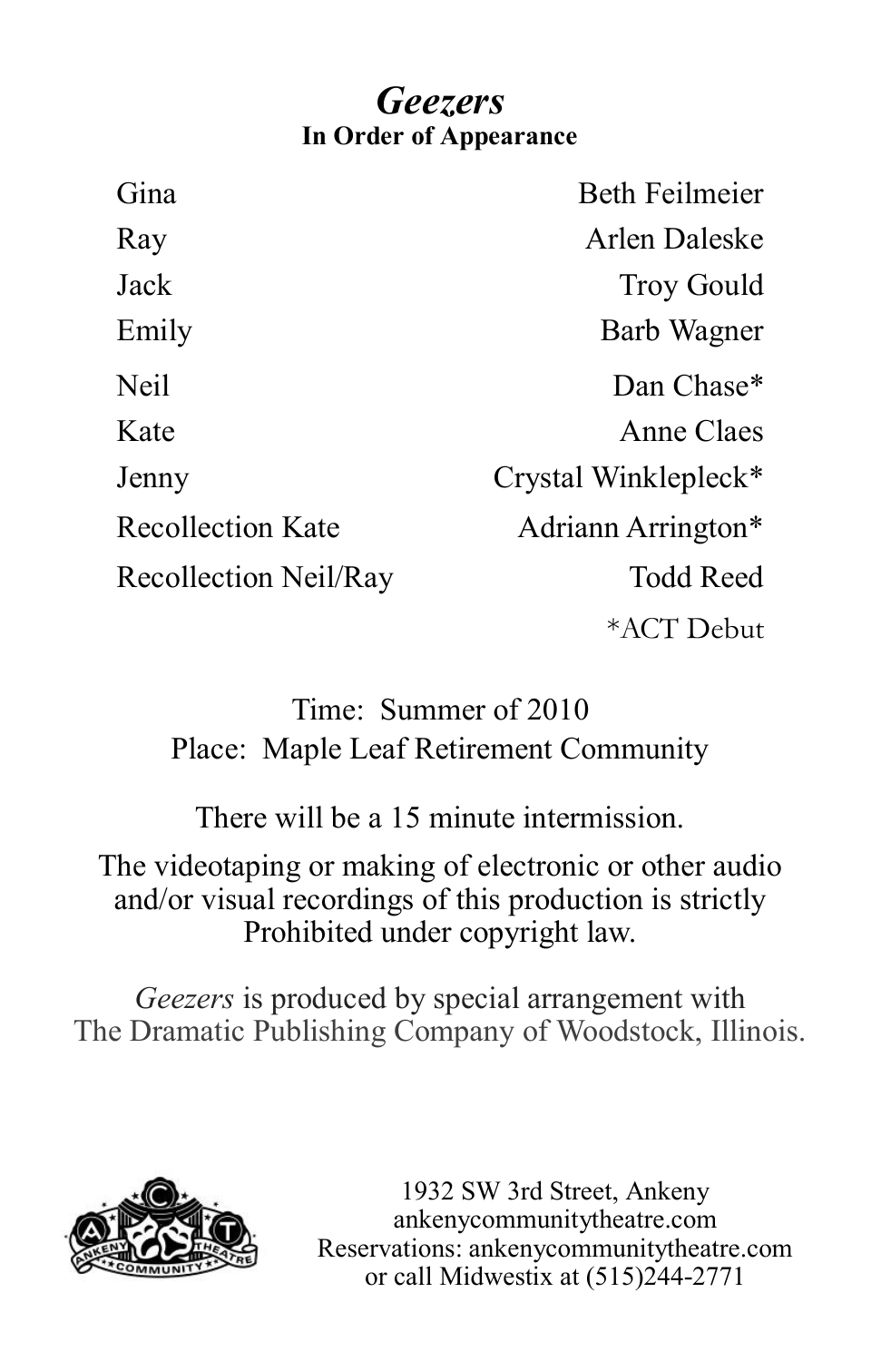# *Geezers*

**In Order of Appearance**

| Role | Actor |
|---|---|
| Gina | Beth Feilmeier |
| Ray | Arlen Daleske |
| Jack | Troy Gould |
| Emily | Barb Wagner |
| Neil | Dan Chase* |
| Kate | Anne Claes |
| Jenny | Crystal Winklepleck* |
| Recollection Kate | Adriann Arrington* |
| Recollection Neil/Ray | Todd Reed |

*ACT Debut

Time: Summer of 2010
Place: Maple Leaf Retirement Community

There will be a 15 minute intermission.

The videotaping or making of electronic or other audio and/or visual recordings of this production is strictly Prohibited under copyright law.

*Geezers* is produced by special arrangement with The Dramatic Publishing Company of Woodstock, Illinois.

1932 SW 3rd Street, Ankeny
ankenycommunitytheatre.com
Reservations: ankenycommunitytheatre.com
or call Midwestix at (515)244-2771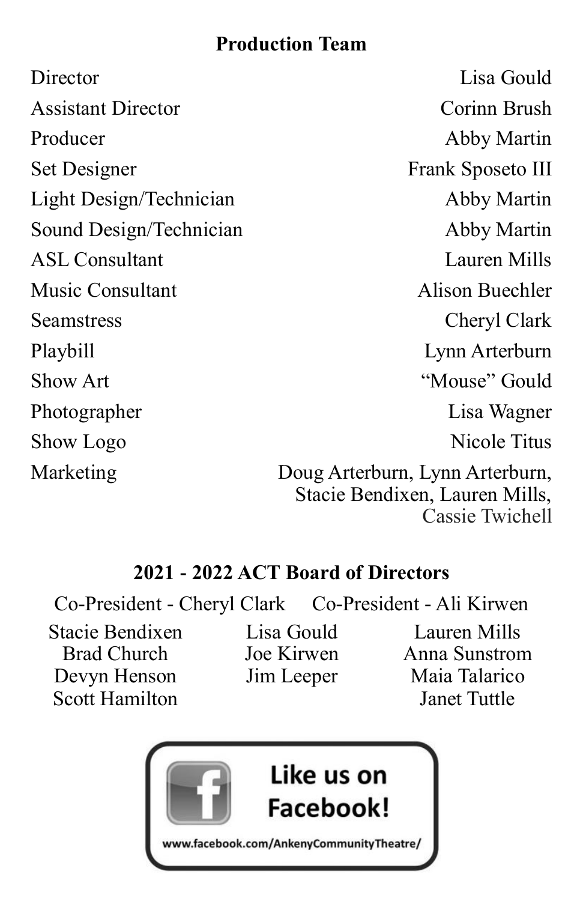## Production Team

| Role | Name |
| --- | --- |
| Director | Lisa Gould |
| Assistant Director | Corinn Brush |
| Producer | Abby Martin |
| Set Designer | Frank Sposeto III |
| Light Design/Technician | Abby Martin |
| Sound Design/Technician | Abby Martin |
| ASL Consultant | Lauren Mills |
| Music Consultant | Alison Buechler |
| Seamstress | Cheryl Clark |
| Playbill | Lynn Arterburn |
| Show Art | "Mouse" Gould |
| Photographer | Lisa Wagner |
| Show Logo | Nicole Titus |
| Marketing | Doug Arterburn, Lynn Arterburn, Stacie Bendixen, Lauren Mills, Cassie Twichell |

## 2021 - 2022 ACT Board of Directors

Co-President - Cheryl Clark     Co-President - Ali Kirwen

Stacie Bendixen
Brad Church
Devyn Henson
Scott Hamilton
Lisa Gould
Joe Kirwen
Jim Leeper
Lauren Mills
Anna Sunstrom
Maia Talarico
Janet Tuttle

Like us on Facebook!

www.facebook.com/AnkenyCommunityTheatre/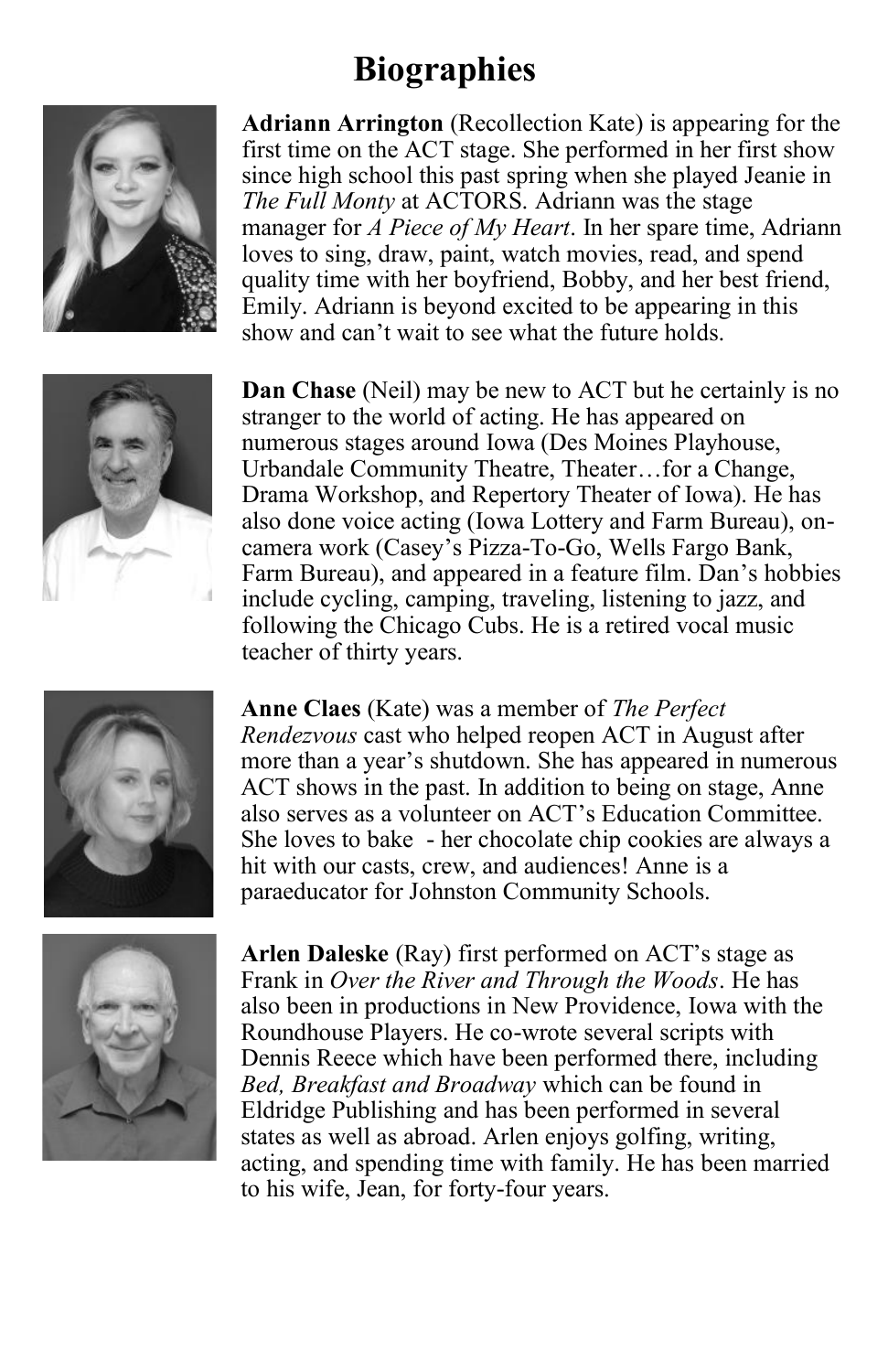# Biographies

**Adriann Arrington** (Recollection Kate) is appearing for the first time on the ACT stage. She performed in her first show since high school this past spring when she played Jeanie in *The Full Monty* at ACTORS. Adriann was the stage manager for *A Piece of My Heart*. In her spare time, Adriann loves to sing, draw, paint, watch movies, read, and spend quality time with her boyfriend, Bobby, and her best friend, Emily. Adriann is beyond excited to be appearing in this show and can't wait to see what the future holds.

**Dan Chase** (Neil) may be new to ACT but he certainly is no stranger to the world of acting. He has appeared on numerous stages around Iowa (Des Moines Playhouse, Urbandale Community Theatre, Theater…for a Change, Drama Workshop, and Repertory Theater of Iowa). He has also done voice acting (Iowa Lottery and Farm Bureau), on-camera work (Casey's Pizza-To-Go, Wells Fargo Bank, Farm Bureau), and appeared in a feature film. Dan's hobbies include cycling, camping, traveling, listening to jazz, and following the Chicago Cubs. He is a retired vocal music teacher of thirty years.

**Anne Claes** (Kate) was a member of *The Perfect Rendezvous* cast who helped reopen ACT in August after more than a year's shutdown. She has appeared in numerous ACT shows in the past. In addition to being on stage, Anne also serves as a volunteer on ACT's Education Committee. She loves to bake - her chocolate chip cookies are always a hit with our casts, crew, and audiences! Anne is a paraeducator for Johnston Community Schools.

**Arlen Daleske** (Ray) first performed on ACT's stage as Frank in *Over the River and Through the Woods*. He has also been in productions in New Providence, Iowa with the Roundhouse Players. He co-wrote several scripts with Dennis Reece which have been performed there, including *Bed, Breakfast and Broadway* which can be found in Eldridge Publishing and has been performed in several states as well as abroad. Arlen enjoys golfing, writing, acting, and spending time with family. He has been married to his wife, Jean, for forty-four years.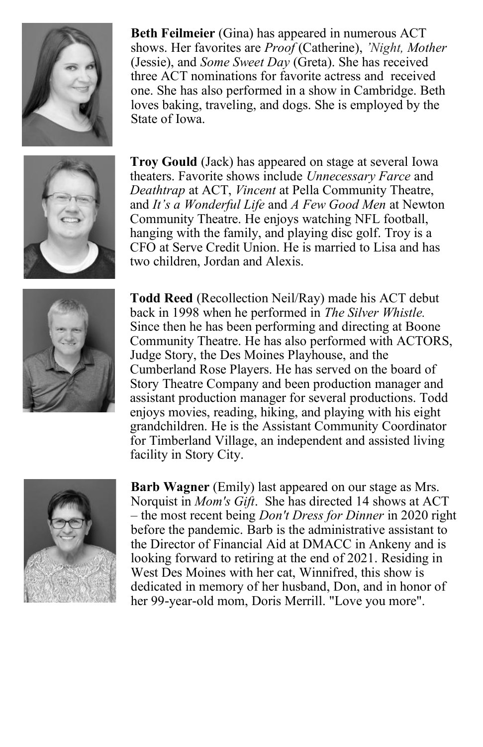**Beth Feilmeier** (Gina) has appeared in numerous ACT shows. Her favorites are *Proof* (Catherine), *'Night, Mother* (Jessie), and *Some Sweet Day* (Greta). She has received three ACT nominations for favorite actress and received one. She has also performed in a show in Cambridge. Beth loves baking, traveling, and dogs. She is employed by the State of Iowa.

**Troy Gould** (Jack) has appeared on stage at several Iowa theaters. Favorite shows include *Unnecessary Farce* and *Deathtrap* at ACT, *Vincent* at Pella Community Theatre, and *It's a Wonderful Life* and *A Few Good Men* at Newton Community Theatre. He enjoys watching NFL football, hanging with the family, and playing disc golf. Troy is a CFO at Serve Credit Union. He is married to Lisa and has two children, Jordan and Alexis.

**Todd Reed** (Recollection Neil/Ray) made his ACT debut back in 1998 when he performed in *The Silver Whistle.* Since then he has been performing and directing at Boone Community Theatre. He has also performed with ACTORS, Judge Story, the Des Moines Playhouse, and the Cumberland Rose Players. He has served on the board of Story Theatre Company and been production manager and assistant production manager for several productions. Todd enjoys movies, reading, hiking, and playing with his eight grandchildren. He is the Assistant Community Coordinator for Timberland Village, an independent and assisted living facility in Story City.

**Barb Wagner** (Emily) last appeared on our stage as Mrs. Norquist in *Mom's Gift*. She has directed 14 shows at ACT – the most recent being *Don't Dress for Dinner* in 2020 right before the pandemic. Barb is the administrative assistant to the Director of Financial Aid at DMACC in Ankeny and is looking forward to retiring at the end of 2021. Residing in West Des Moines with her cat, Winnifred, this show is dedicated in memory of her husband, Don, and in honor of her 99-year-old mom, Doris Merrill. "Love you more".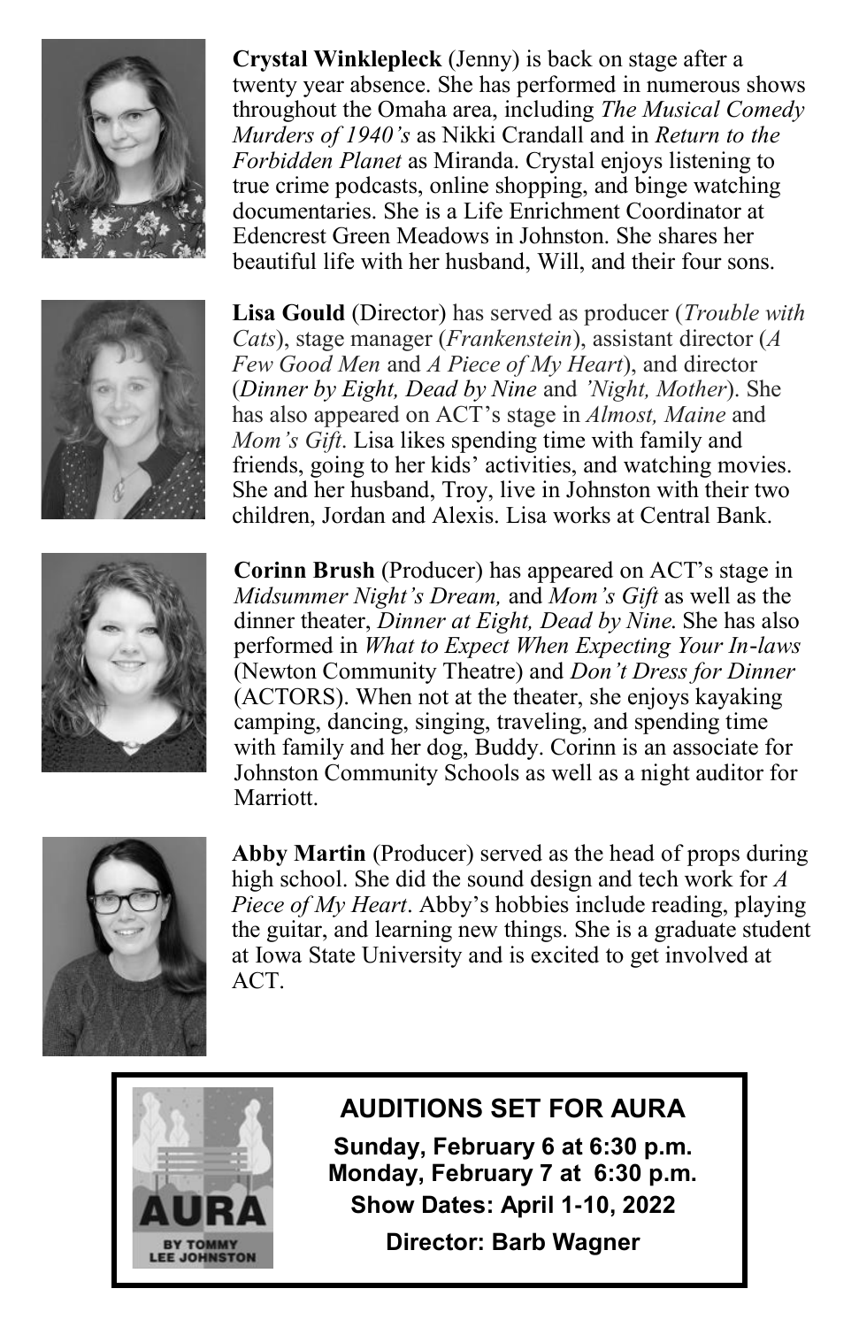**Crystal Winklepleck** (Jenny) is back on stage after a twenty year absence. She has performed in numerous shows throughout the Omaha area, including *The Musical Comedy Murders of 1940's* as Nikki Crandall and in *Return to the Forbidden Planet* as Miranda. Crystal enjoys listening to true crime podcasts, online shopping, and binge watching documentaries. She is a Life Enrichment Coordinator at Edencrest Green Meadows in Johnston. She shares her beautiful life with her husband, Will, and their four sons.

**Lisa Gould** (Director) has served as producer (*Trouble with Cats*), stage manager (*Frankenstein*), assistant director (*A Few Good Men* and *A Piece of My Heart*), and director (*Dinner by Eight, Dead by Nine* and *'Night, Mother*). She has also appeared on ACT's stage in *Almost, Maine* and *Mom's Gift*. Lisa likes spending time with family and friends, going to her kids' activities, and watching movies. She and her husband, Troy, live in Johnston with their two children, Jordan and Alexis. Lisa works at Central Bank.

**Corinn Brush** (Producer) has appeared on ACT's stage in *Midsummer Night's Dream,* and *Mom's Gift* as well as the dinner theater, *Dinner at Eight, Dead by Nine.* She has also performed in *What to Expect When Expecting Your In-laws* (Newton Community Theatre) and *Don't Dress for Dinner* (ACTORS). When not at the theater, she enjoys kayaking camping, dancing, singing, traveling, and spending time with family and her dog, Buddy. Corinn is an associate for Johnston Community Schools as well as a night auditor for Marriott.

**Abby Martin** (Producer) served as the head of props during high school. She did the sound design and tech work for *A Piece of My Heart*. Abby's hobbies include reading, playing the guitar, and learning new things. She is a graduate student at Iowa State University and is excited to get involved at ACT.

AURA

BY TOMMY LEE JOHNSTON

## AUDITIONS SET FOR AURA

**Sunday, February 6 at 6:30 p.m.**
**Monday, February 7 at 6:30 p.m.**

**Show Dates: April 1-10, 2022**

**Director: Barb Wagner**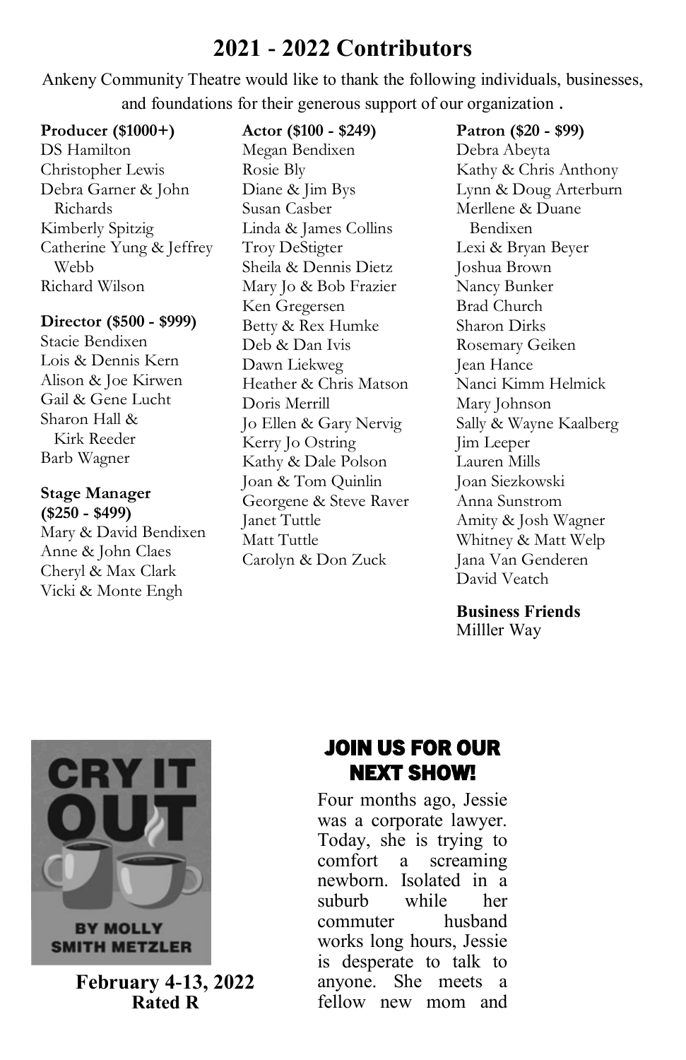# 2021 - 2022 Contributors

Ankeny Community Theatre would like to thank the following individuals, businesses, and foundations for their generous support of our organization .

**Producer ($1000+)**
DS Hamilton
Christopher Lewis
Debra Garner & John Richards
Kimberly Spitzig
Catherine Yung & Jeffrey Webb
Richard Wilson

**Director ($500 - $999)**
Stacie Bendixen
Lois & Dennis Kern
Alison & Joe Kirwen
Gail & Gene Lucht
Sharon Hall & Kirk Reeder
Barb Wagner

**Stage Manager ($250 - $499)**
Mary & David Bendixen
Anne & John Claes
Cheryl & Max Clark
Vicki & Monte Engh

**Actor ($100 - $249)**
Megan Bendixen
Rosie Bly
Diane & Jim Bys
Susan Casber
Linda & James Collins
Troy DeStigter
Sheila & Dennis Dietz
Mary Jo & Bob Frazier
Ken Gregersen
Betty & Rex Humke
Deb & Dan Ivis
Dawn Liekweg
Heather & Chris Matson
Doris Merrill
Jo Ellen & Gary Nervig
Kerry Jo Ostring
Kathy & Dale Polson
Joan & Tom Quinlin
Georgene & Steve Raver
Janet Tuttle
Matt Tuttle
Carolyn & Don Zuck

**Patron ($20 - $99)**
Debra Abeyta
Kathy & Chris Anthony
Lynn & Doug Arterburn
Merllene & Duane Bendixen
Lexi & Bryan Beyer
Joshua Brown
Nancy Bunker
Brad Church
Sharon Dirks
Rosemary Geiken
Jean Hance
Nanci Kimm Helmick
Mary Johnson
Sally & Wayne Kaalberg
Jim Leeper
Lauren Mills
Joan Siezkowski
Anna Sunstrom
Amity & Josh Wagner
Whitney & Matt Welp
Jana Van Genderen
David Veatch

**Business Friends**
Milller Way

CRY IT OUT

BY MOLLY SMITH METZLER

**February 4-13, 2022**
**Rated R**

## JOIN US FOR OUR NEXT SHOW!

Four months ago, Jessie was a corporate lawyer. Today, she is trying to comfort a screaming newborn. Isolated in a suburb while her commuter husband works long hours, Jessie is desperate to talk to anyone. She meets a fellow new mom and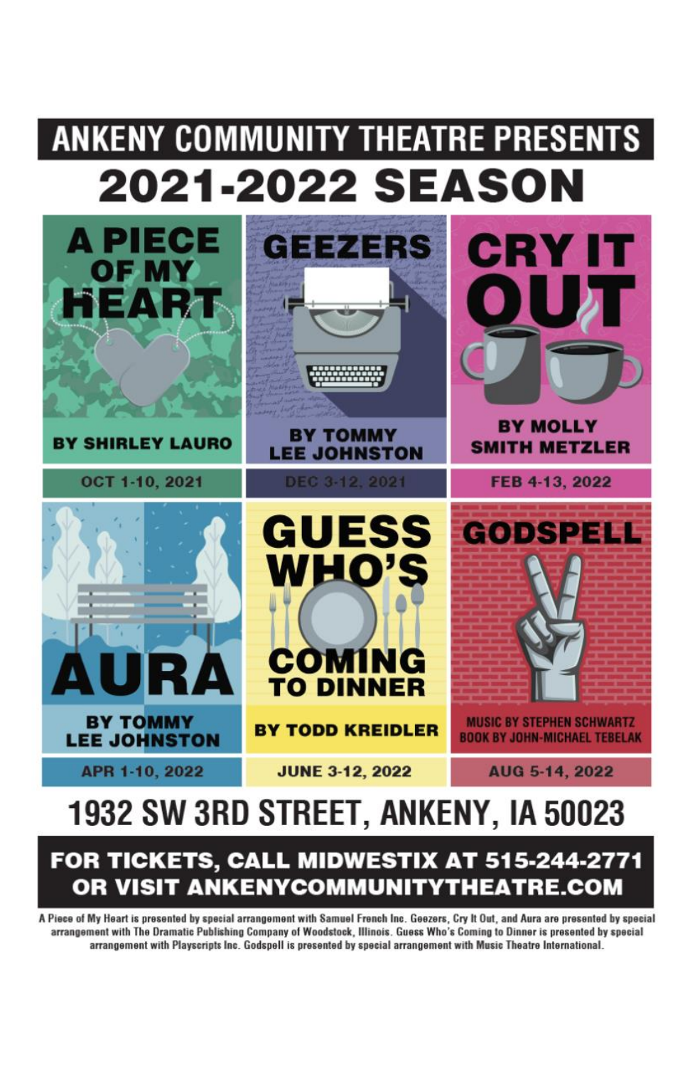# ANKENY COMMUNITY THEATRE PRESENTS

# 2021-2022 SEASON

**A PIECE OF MY HEART**
BY SHIRLEY LAURO
OCT 1-10, 2021

**GEEZERS**
BY TOMMY LEE JOHNSTON
DEC 3-12, 2021

**CRY IT OUT**
BY MOLLY SMITH METZLER
FEB 4-13, 2022

**AURA**
BY TOMMY LEE JOHNSTON
APR 1-10, 2022

**GUESS WHO'S COMING TO DINNER**
BY TODD KREIDLER
JUNE 3-12, 2022

**GODSPELL**
MUSIC BY STEPHEN SCHWARTZ
BOOK BY JOHN-MICHAEL TEBELAK
AUG 5-14, 2022

## 1932 SW 3RD STREET, ANKENY, IA 50023

**FOR TICKETS, CALL MIDWESTIX AT 515-244-2771 OR VISIT ANKENYCOMMUNITYTHEATRE.COM**

A Piece of My Heart is presented by special arrangement with Samuel French Inc. Geezers, Cry It Out, and Aura are presented by special arrangement with The Dramatic Publishing Company of Woodstock, Illinois. Guess Who's Coming to Dinner is presented by special arrangement with Playscripts Inc. Godspell is presented by special arrangement with Music Theatre International.